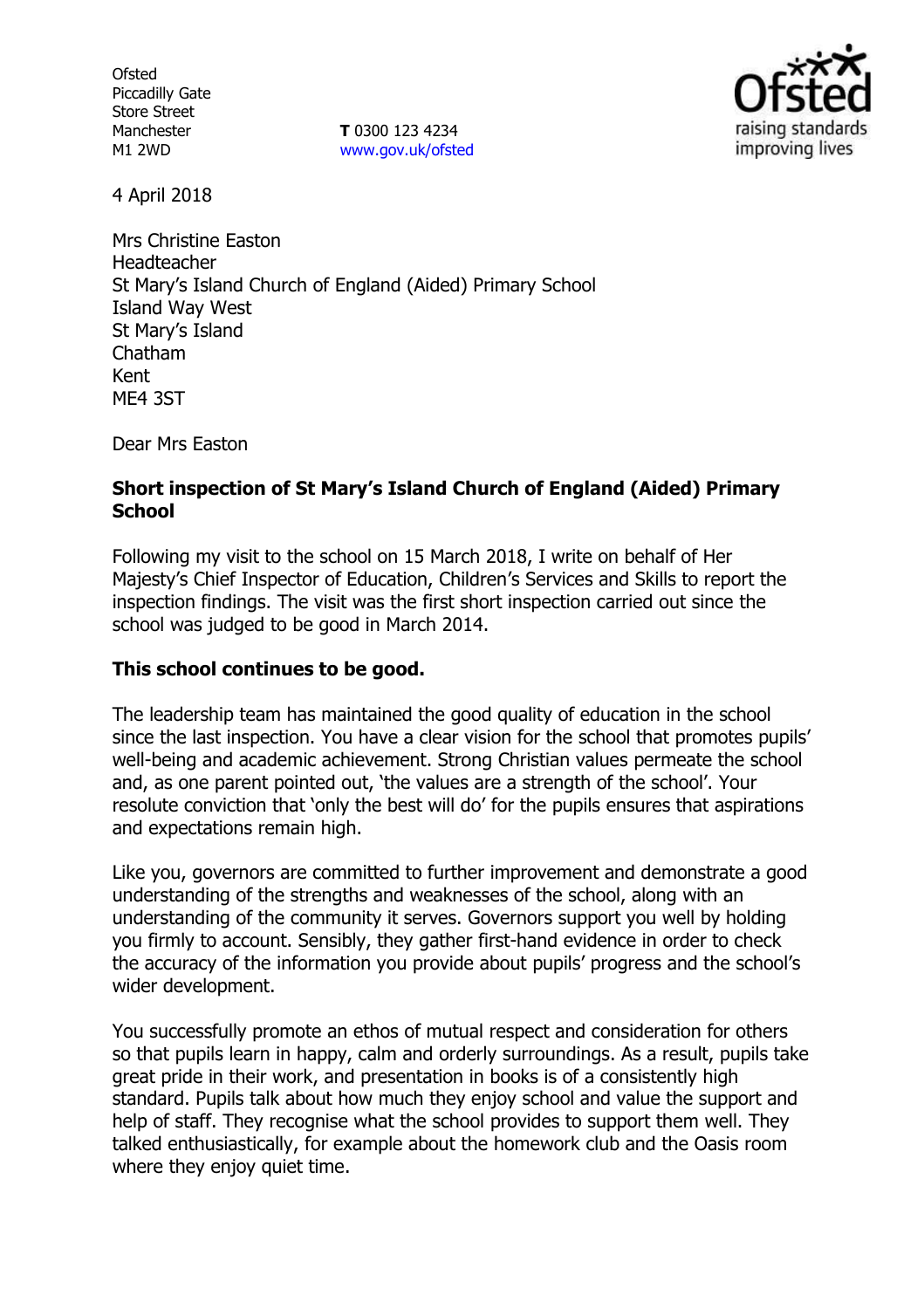Ofsted
Piccadilly Gate
Store Street
Manchester
M1 2WD

**T** 0300 123 4234
www.gov.uk/ofsted

4 April 2018

Mrs Christine Easton
Headteacher
St Mary's Island Church of England (Aided) Primary School
Island Way West
St Mary's Island
Chatham
Kent
ME4 3ST

Dear Mrs Easton

**Short inspection of St Mary's Island Church of England (Aided) Primary School**

Following my visit to the school on 15 March 2018, I write on behalf of Her Majesty's Chief Inspector of Education, Children's Services and Skills to report the inspection findings. The visit was the first short inspection carried out since the school was judged to be good in March 2014.

**This school continues to be good.**

The leadership team has maintained the good quality of education in the school since the last inspection. You have a clear vision for the school that promotes pupils' well-being and academic achievement. Strong Christian values permeate the school and, as one parent pointed out, 'the values are a strength of the school'. Your resolute conviction that 'only the best will do' for the pupils ensures that aspirations and expectations remain high.

Like you, governors are committed to further improvement and demonstrate a good understanding of the strengths and weaknesses of the school, along with an understanding of the community it serves. Governors support you well by holding you firmly to account. Sensibly, they gather first-hand evidence in order to check the accuracy of the information you provide about pupils' progress and the school's wider development.

You successfully promote an ethos of mutual respect and consideration for others so that pupils learn in happy, calm and orderly surroundings. As a result, pupils take great pride in their work, and presentation in books is of a consistently high standard. Pupils talk about how much they enjoy school and value the support and help of staff. They recognise what the school provides to support them well. They talked enthusiastically, for example about the homework club and the Oasis room where they enjoy quiet time.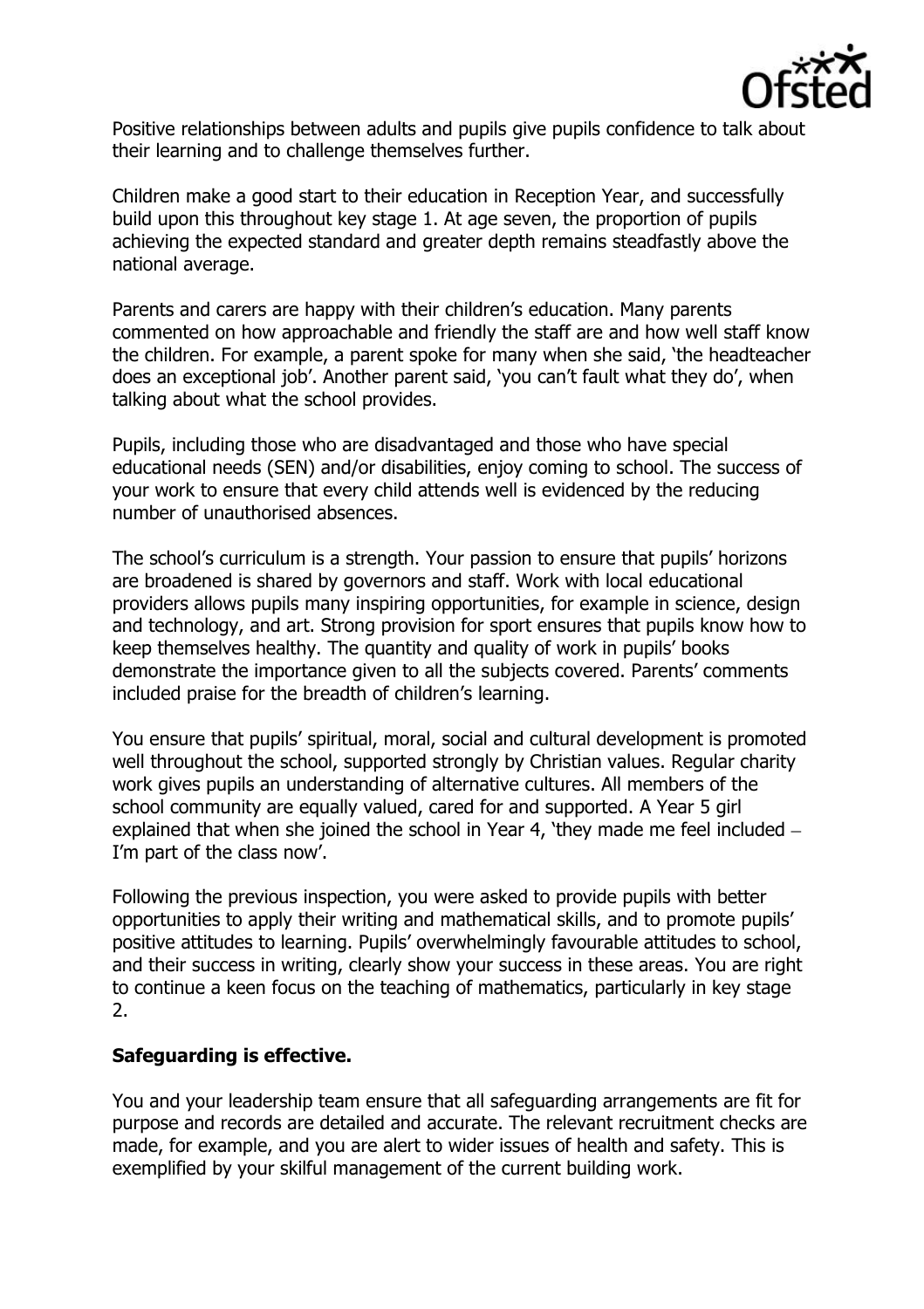Positive relationships between adults and pupils give pupils confidence to talk about their learning and to challenge themselves further.

Children make a good start to their education in Reception Year, and successfully build upon this throughout key stage 1. At age seven, the proportion of pupils achieving the expected standard and greater depth remains steadfastly above the national average.

Parents and carers are happy with their children's education. Many parents commented on how approachable and friendly the staff are and how well staff know the children. For example, a parent spoke for many when she said, 'the headteacher does an exceptional job'. Another parent said, 'you can't fault what they do', when talking about what the school provides.

Pupils, including those who are disadvantaged and those who have special educational needs (SEN) and/or disabilities, enjoy coming to school. The success of your work to ensure that every child attends well is evidenced by the reducing number of unauthorised absences.

The school's curriculum is a strength. Your passion to ensure that pupils' horizons are broadened is shared by governors and staff. Work with local educational providers allows pupils many inspiring opportunities, for example in science, design and technology, and art. Strong provision for sport ensures that pupils know how to keep themselves healthy. The quantity and quality of work in pupils' books demonstrate the importance given to all the subjects covered. Parents' comments included praise for the breadth of children's learning.

You ensure that pupils' spiritual, moral, social and cultural development is promoted well throughout the school, supported strongly by Christian values. Regular charity work gives pupils an understanding of alternative cultures. All members of the school community are equally valued, cared for and supported. A Year 5 girl explained that when she joined the school in Year 4, 'they made me feel included – I'm part of the class now'.

Following the previous inspection, you were asked to provide pupils with better opportunities to apply their writing and mathematical skills, and to promote pupils' positive attitudes to learning. Pupils' overwhelmingly favourable attitudes to school, and their success in writing, clearly show your success in these areas. You are right to continue a keen focus on the teaching of mathematics, particularly in key stage 2.

**Safeguarding is effective.**

You and your leadership team ensure that all safeguarding arrangements are fit for purpose and records are detailed and accurate. The relevant recruitment checks are made, for example, and you are alert to wider issues of health and safety. This is exemplified by your skilful management of the current building work.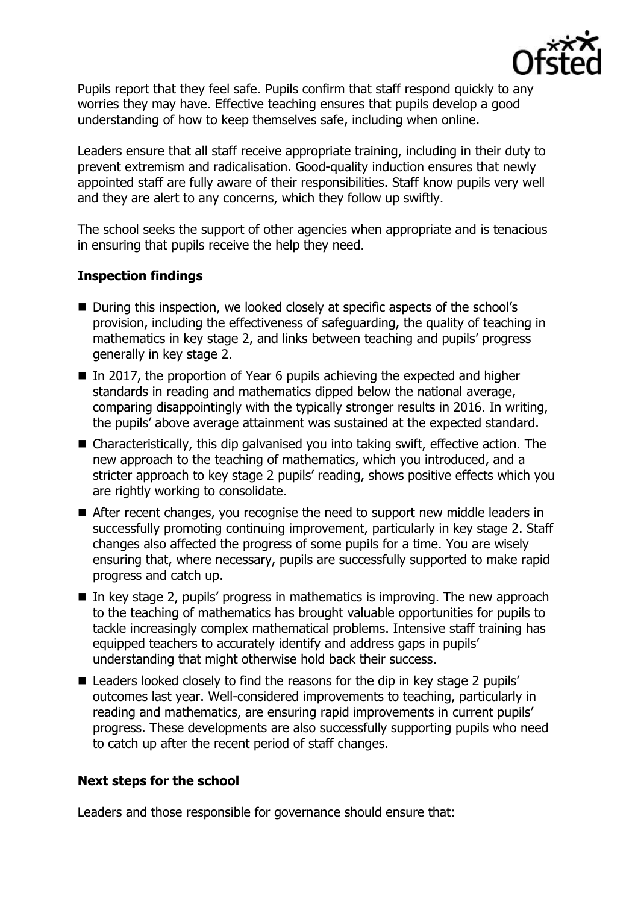Pupils report that they feel safe. Pupils confirm that staff respond quickly to any worries they may have. Effective teaching ensures that pupils develop a good understanding of how to keep themselves safe, including when online.

Leaders ensure that all staff receive appropriate training, including in their duty to prevent extremism and radicalisation. Good-quality induction ensures that newly appointed staff are fully aware of their responsibilities. Staff know pupils very well and they are alert to any concerns, which they follow up swiftly.

The school seeks the support of other agencies when appropriate and is tenacious in ensuring that pupils receive the help they need.

## Inspection findings

- During this inspection, we looked closely at specific aspects of the school's provision, including the effectiveness of safeguarding, the quality of teaching in mathematics in key stage 2, and links between teaching and pupils' progress generally in key stage 2.
- In 2017, the proportion of Year 6 pupils achieving the expected and higher standards in reading and mathematics dipped below the national average, comparing disappointingly with the typically stronger results in 2016. In writing, the pupils' above average attainment was sustained at the expected standard.
- Characteristically, this dip galvanised you into taking swift, effective action. The new approach to the teaching of mathematics, which you introduced, and a stricter approach to key stage 2 pupils' reading, shows positive effects which you are rightly working to consolidate.
- After recent changes, you recognise the need to support new middle leaders in successfully promoting continuing improvement, particularly in key stage 2. Staff changes also affected the progress of some pupils for a time. You are wisely ensuring that, where necessary, pupils are successfully supported to make rapid progress and catch up.
- In key stage 2, pupils' progress in mathematics is improving. The new approach to the teaching of mathematics has brought valuable opportunities for pupils to tackle increasingly complex mathematical problems. Intensive staff training has equipped teachers to accurately identify and address gaps in pupils' understanding that might otherwise hold back their success.
- Leaders looked closely to find the reasons for the dip in key stage 2 pupils' outcomes last year. Well-considered improvements to teaching, particularly in reading and mathematics, are ensuring rapid improvements in current pupils' progress. These developments are also successfully supporting pupils who need to catch up after the recent period of staff changes.

## Next steps for the school

Leaders and those responsible for governance should ensure that: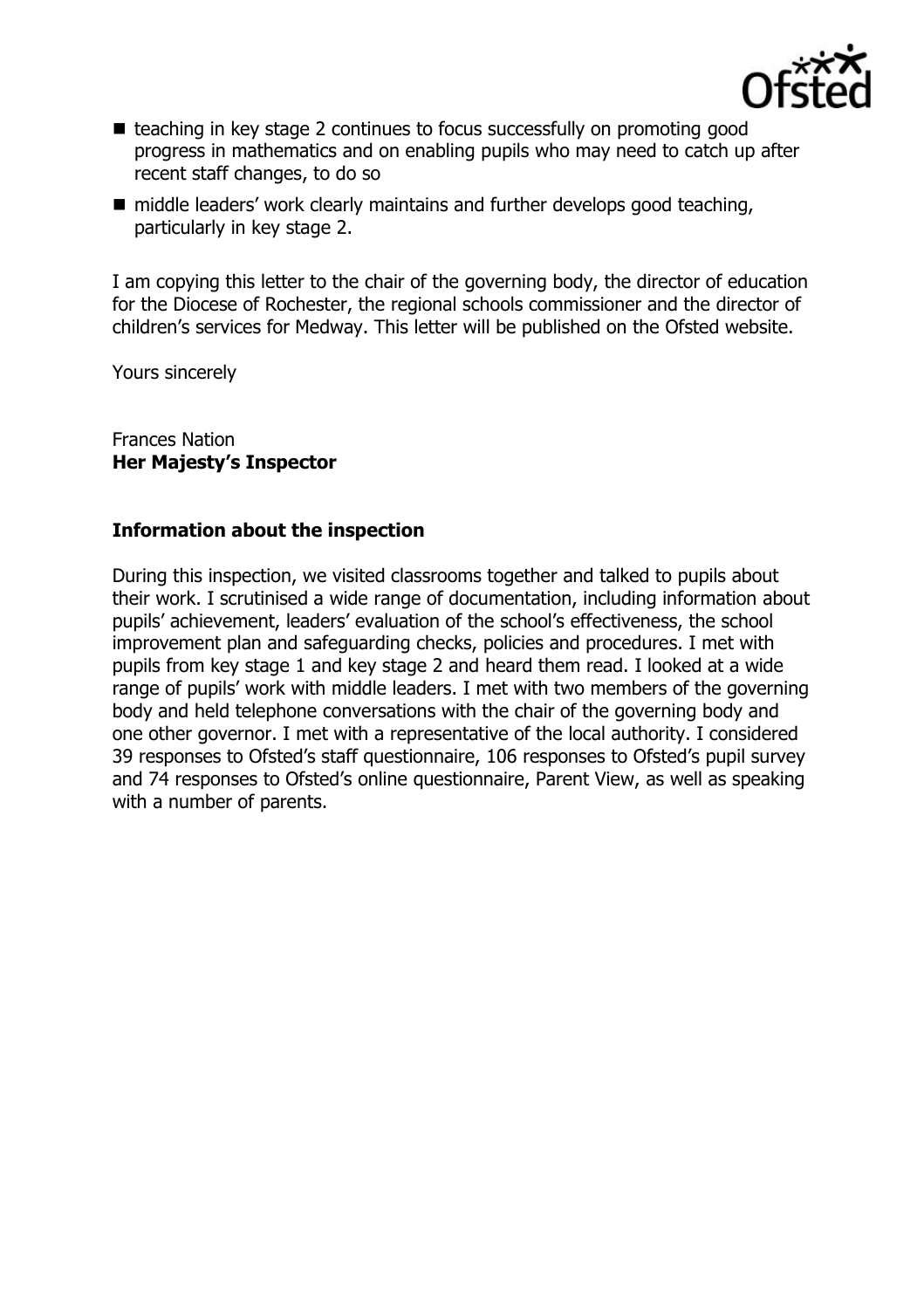- teaching in key stage 2 continues to focus successfully on promoting good progress in mathematics and on enabling pupils who may need to catch up after recent staff changes, to do so
- middle leaders' work clearly maintains and further develops good teaching, particularly in key stage 2.

I am copying this letter to the chair of the governing body, the director of education for the Diocese of Rochester, the regional schools commissioner and the director of children's services for Medway. This letter will be published on the Ofsted website.

Yours sincerely

Frances Nation
**Her Majesty's Inspector**

### Information about the inspection

During this inspection, we visited classrooms together and talked to pupils about their work. I scrutinised a wide range of documentation, including information about pupils' achievement, leaders' evaluation of the school's effectiveness, the school improvement plan and safeguarding checks, policies and procedures. I met with pupils from key stage 1 and key stage 2 and heard them read. I looked at a wide range of pupils' work with middle leaders. I met with two members of the governing body and held telephone conversations with the chair of the governing body and one other governor. I met with a representative of the local authority. I considered 39 responses to Ofsted's staff questionnaire, 106 responses to Ofsted's pupil survey and 74 responses to Ofsted's online questionnaire, Parent View, as well as speaking with a number of parents.